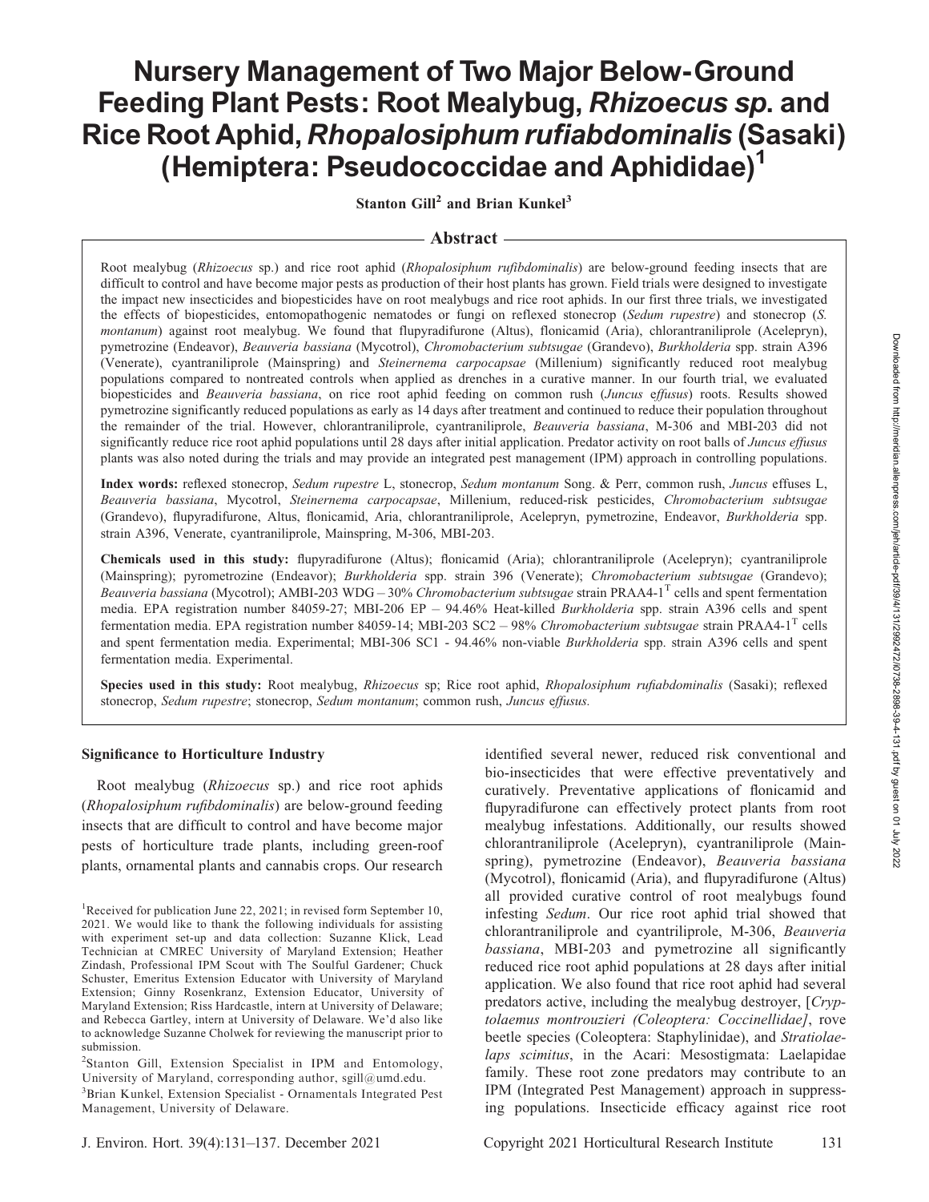# Nursery Management of Two Major Below-Ground Feeding Plant Pests: Root Mealybug, *Rhizoecus sp.* and Rice Root Aphid, *Rhopalosiphum rufiabdominalis* (Sasaki) (Hemiptera: Pseudococcidae and Aphididae)[1]

**Stanton Gill[2] and Brian Kunkel[3]**

## Abstract

Root mealybug (*Rhizoecus* sp.) and rice root aphid (*Rhopalosiphum rufibdominalis*) are below-ground feeding insects that are difficult to control and have become major pests as production of their host plants has grown. Field trials were designed to investigate the impact new insecticides and biopesticides have on root mealybugs and rice root aphids. In our first three trials, we investigated the effects of biopesticides, entomopathogenic nematodes or fungi on reflexed stonecrop (*Sedum rupestre*) and stonecrop (*S. montanum*) against root mealybug. We found that flupyradifurone (Altus), flonicamid (Aria), chlorantraniliprole (Acelepryn), pymetrozine (Endeavor), *Beauveria bassiana* (Mycotrol), *Chromobacterium subtsugae* (Grandevo), *Burkholderia* spp. strain A396 (Venerate), cyantraniliprole (Mainspring) and *Steinernema carpocapsae* (Millenium) significantly reduced root mealybug populations compared to nontreated controls when applied as drenches in a curative manner. In our fourth trial, we evaluated biopesticides and *Beauveria bassiana*, on rice root aphid feeding on common rush (*Juncus effusus*) roots. Results showed pymetrozine significantly reduced populations as early as 14 days after treatment and continued to reduce their population throughout the remainder of the trial. However, chlorantraniliprole, cyantraniliprole, *Beauveria bassiana*, M-306 and MBI-203 did not significantly reduce rice root aphid populations until 28 days after initial application. Predator activity on root balls of *Juncus effusus* plants was also noted during the trials and may provide an integrated pest management (IPM) approach in controlling populations.

**Index words:** reflexed stonecrop, *Sedum rupestre* L, stonecrop, *Sedum montanum* Song. & Perr, common rush, *Juncus* effuses L, *Beauveria bassiana*, Mycotrol, *Steinernema carpocapsae*, Millenium, reduced-risk pesticides, *Chromobacterium subtsugae* (Grandevo), flupyradifurone, Altus, flonicamid, Aria, chlorantraniliprole, Acelepryn, pymetrozine, Endeavor, *Burkholderia* spp. strain A396, Venerate, cyantraniliprole, Mainspring, M-306, MBI-203.

**Chemicals used in this study:** flupyradifurone (Altus); flonicamid (Aria); chlorantraniliprole (Acelepryn); cyantraniliprole (Mainspring); pyrometrozine (Endeavor); *Burkholderia* spp. strain 396 (Venerate); *Chromobacterium subtsugae* (Grandevo); *Beauveria bassiana* (Mycotrol); AMBI-203 WDG – 30% *Chromobacterium subtsugae* strain PRAA4-1$^{T}$ cells and spent fermentation media. EPA registration number 84059-27; MBI-206 EP – 94.46% Heat-killed *Burkholderia* spp. strain A396 cells and spent fermentation media. EPA registration number 84059-14; MBI-203 SC2 – 98% *Chromobacterium subtsugae* strain PRAA4-1$^{T}$ cells and spent fermentation media. Experimental; MBI-306 SC1 - 94.46% non-viable *Burkholderia* spp. strain A396 cells and spent fermentation media. Experimental.

**Species used in this study:** Root mealybug, *Rhizoecus* sp; Rice root aphid, *Rhopalosiphum rufiabdominalis* (Sasaki); reflexed stonecrop, *Sedum rupestre*; stonecrop, *Sedum montanum*; common rush, *Juncus effusus.*

### Significance to Horticulture Industry

Root mealybug (*Rhizoecus* sp.) and rice root aphids (*Rhopalosiphum rufibdominalis*) are below-ground feeding insects that are difficult to control and have become major pests of horticulture trade plants, including green-roof plants, ornamental plants and cannabis crops. Our research identified several newer, reduced risk conventional and bio-insecticides that were effective preventatively and curatively. Preventative applications of flonicamid and flupyradifurone can effectively protect plants from root mealybug infestations. Additionally, our results showed chlorantraniliprole (Acelepryn), cyantraniliprole (Mainspring), pymetrozine (Endeavor), *Beauveria bassiana* (Mycotrol), flonicamid (Aria), and flupyradifurone (Altus) all provided curative control of root mealybugs found infesting *Sedum*. Our rice root aphid trial showed that chlorantraniliprole and cyantriliprole, M-306, *Beauveria bassiana*, MBI-203 and pymetrozine all significantly reduced rice root aphid populations at 28 days after initial application. We also found that rice root aphid had several predators active, including the mealybug destroyer, [*Cryptolaemus montrouzieri (Coleoptera: Coccinellidae]*, rove beetle species (Coleoptera: Staphylinidae), and *Stratiolaelaps scimitus*, in the Acari: Mesostigmata: Laelapidae family. These root zone predators may contribute to an IPM (Integrated Pest Management) approach in suppressing populations. Insecticide efficacy against rice root

---

[1]Received for publication June 22, 2021; in revised form September 10, 2021. We would like to thank the following individuals for assisting with experiment set-up and data collection: Suzanne Klick, Lead Technician at CMREC University of Maryland Extension; Heather Zindash, Professional IPM Scout with The Soulful Gardener; Chuck Schuster, Emeritus Extension Educator with University of Maryland Extension; Ginny Rosenkranz, Extension Educator, University of Maryland Extension; Riss Hardcastle, intern at University of Delaware; and Rebecca Gartley, intern at University of Delaware. We'd also like to acknowledge Suzanne Cholwek for reviewing the manuscript prior to submission.

[2]Stanton Gill, Extension Specialist in IPM and Entomology, University of Maryland, corresponding author, sgill@umd.edu.

[3]Brian Kunkel, Extension Specialist - Ornamentals Integrated Pest Management, University of Delaware.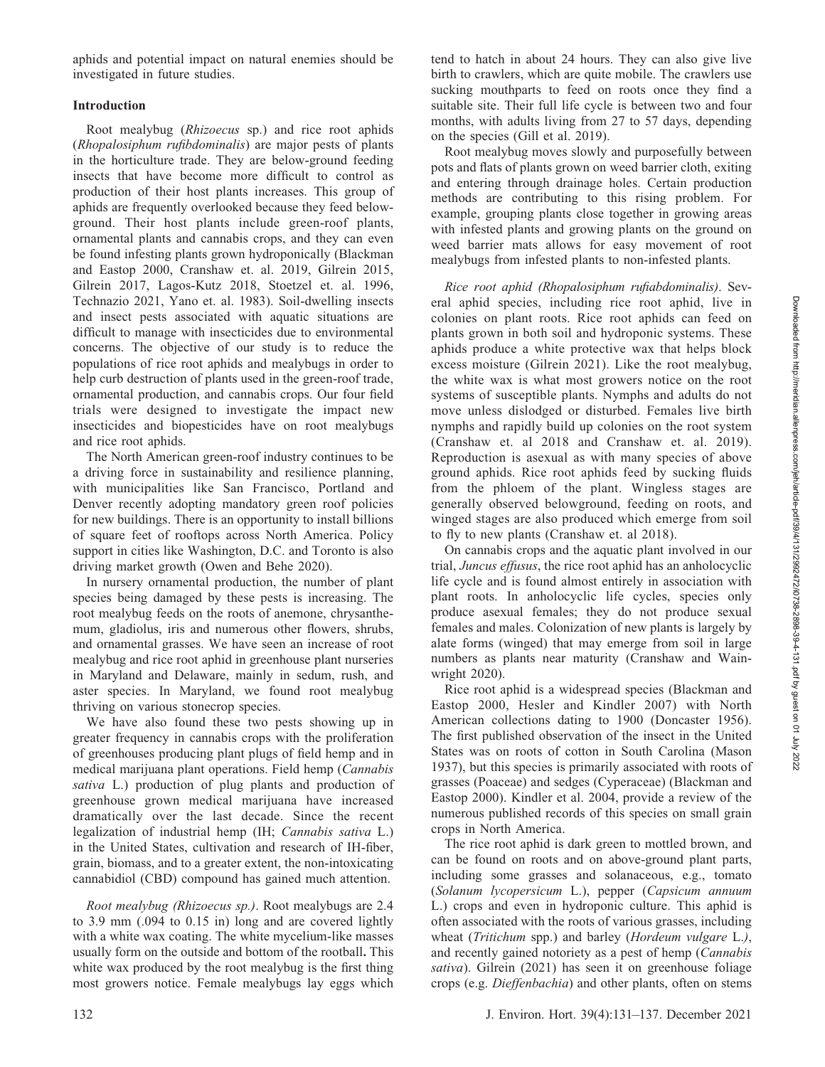aphids and potential impact on natural enemies should be investigated in future studies.

## Introduction

Root mealybug (*Rhizoecus* sp.) and rice root aphids (*Rhopalosiphum rufibdominalis*) are major pests of plants in the horticulture trade. They are below-ground feeding insects that have become more difficult to control as production of their host plants increases. This group of aphids are frequently overlooked because they feed below-ground. Their host plants include green-roof plants, ornamental plants and cannabis crops, and they can even be found infesting plants grown hydroponically (Blackman and Eastop 2000, Cranshaw et. al. 2019, Gilrein 2015, Gilrein 2017, Lagos-Kutz 2018, Stoetzel et. al. 1996, Technazio 2021, Yano et. al. 1983). Soil-dwelling insects and insect pests associated with aquatic situations are difficult to manage with insecticides due to environmental concerns. The objective of our study is to reduce the populations of rice root aphids and mealybugs in order to help curb destruction of plants used in the green-roof trade, ornamental production, and cannabis crops. Our four field trials were designed to investigate the impact new insecticides and biopesticides have on root mealybugs and rice root aphids.

The North American green-roof industry continues to be a driving force in sustainability and resilience planning, with municipalities like San Francisco, Portland and Denver recently adopting mandatory green roof policies for new buildings. There is an opportunity to install billions of square feet of rooftops across North America. Policy support in cities like Washington, D.C. and Toronto is also driving market growth (Owen and Behe 2020).

In nursery ornamental production, the number of plant species being damaged by these pests is increasing. The root mealybug feeds on the roots of anemone, chrysanthemum, gladiolus, iris and numerous other flowers, shrubs, and ornamental grasses. We have seen an increase of root mealybug and rice root aphid in greenhouse plant nurseries in Maryland and Delaware, mainly in sedum, rush, and aster species. In Maryland, we found root mealybug thriving on various stonecrop species.

We have also found these two pests showing up in greater frequency in cannabis crops with the proliferation of greenhouses producing plant plugs of field hemp and in medical marijuana plant operations. Field hemp (*Cannabis sativa* L.) production of plug plants and production of greenhouse grown medical marijuana have increased dramatically over the last decade. Since the recent legalization of industrial hemp (IH; *Cannabis sativa* L.) in the United States, cultivation and research of IH-fiber, grain, biomass, and to a greater extent, the non-intoxicating cannabidiol (CBD) compound has gained much attention.

*Root mealybug (Rhizoecus sp.)*. Root mealybugs are 2.4 to 3.9 mm (.094 to 0.15 in) long and are covered lightly with a white wax coating. The white mycelium-like masses usually form on the outside and bottom of the rootball**.** This white wax produced by the root mealybug is the first thing most growers notice. Female mealybugs lay eggs which tend to hatch in about 24 hours. They can also give live birth to crawlers, which are quite mobile. The crawlers use sucking mouthparts to feed on roots once they find a suitable site. Their full life cycle is between two and four months, with adults living from 27 to 57 days, depending on the species (Gill et al. 2019).

Root mealybug moves slowly and purposefully between pots and flats of plants grown on weed barrier cloth, exiting and entering through drainage holes. Certain production methods are contributing to this rising problem. For example, grouping plants close together in growing areas with infested plants and growing plants on the ground on weed barrier mats allows for easy movement of root mealybugs from infested plants to non-infested plants.

*Rice root aphid (Rhopalosiphum rufiabdominalis)*. Several aphid species, including rice root aphid, live in colonies on plant roots. Rice root aphids can feed on plants grown in both soil and hydroponic systems. These aphids produce a white protective wax that helps block excess moisture (Gilrein 2021). Like the root mealybug, the white wax is what most growers notice on the root systems of susceptible plants. Nymphs and adults do not move unless dislodged or disturbed. Females live birth nymphs and rapidly build up colonies on the root system (Cranshaw et. al 2018 and Cranshaw et. al. 2019). Reproduction is asexual as with many species of above ground aphids. Rice root aphids feed by sucking fluids from the phloem of the plant. Wingless stages are generally observed belowground, feeding on roots, and winged stages are also produced which emerge from soil to fly to new plants (Cranshaw et. al 2018).

On cannabis crops and the aquatic plant involved in our trial, *Juncus effusus*, the rice root aphid has an anholocyclic life cycle and is found almost entirely in association with plant roots. In anholocyclic life cycles, species only produce asexual females; they do not produce sexual females and males. Colonization of new plants is largely by alate forms (winged) that may emerge from soil in large numbers as plants near maturity (Cranshaw and Wainwright 2020).

Rice root aphid is a widespread species (Blackman and Eastop 2000, Hesler and Kindler 2007) with North American collections dating to 1900 (Doncaster 1956). The first published observation of the insect in the United States was on roots of cotton in South Carolina (Mason 1937), but this species is primarily associated with roots of grasses (Poaceae) and sedges (Cyperaceae) (Blackman and Eastop 2000). Kindler et al. 2004, provide a review of the numerous published records of this species on small grain crops in North America.

The rice root aphid is dark green to mottled brown, and can be found on roots and on above-ground plant parts, including some grasses and solanaceous, e.g., tomato (*Solanum lycopersicum* L.), pepper (*Capsicum annuum* L.) crops and even in hydroponic culture. This aphid is often associated with the roots of various grasses, including wheat (*Tritichum* spp.) and barley (*Hordeum vulgare* L.), and recently gained notoriety as a pest of hemp (*Cannabis sativa*). Gilrein (2021) has seen it on greenhouse foliage crops (e.g. *Dieffenbachia*) and other plants, often on stems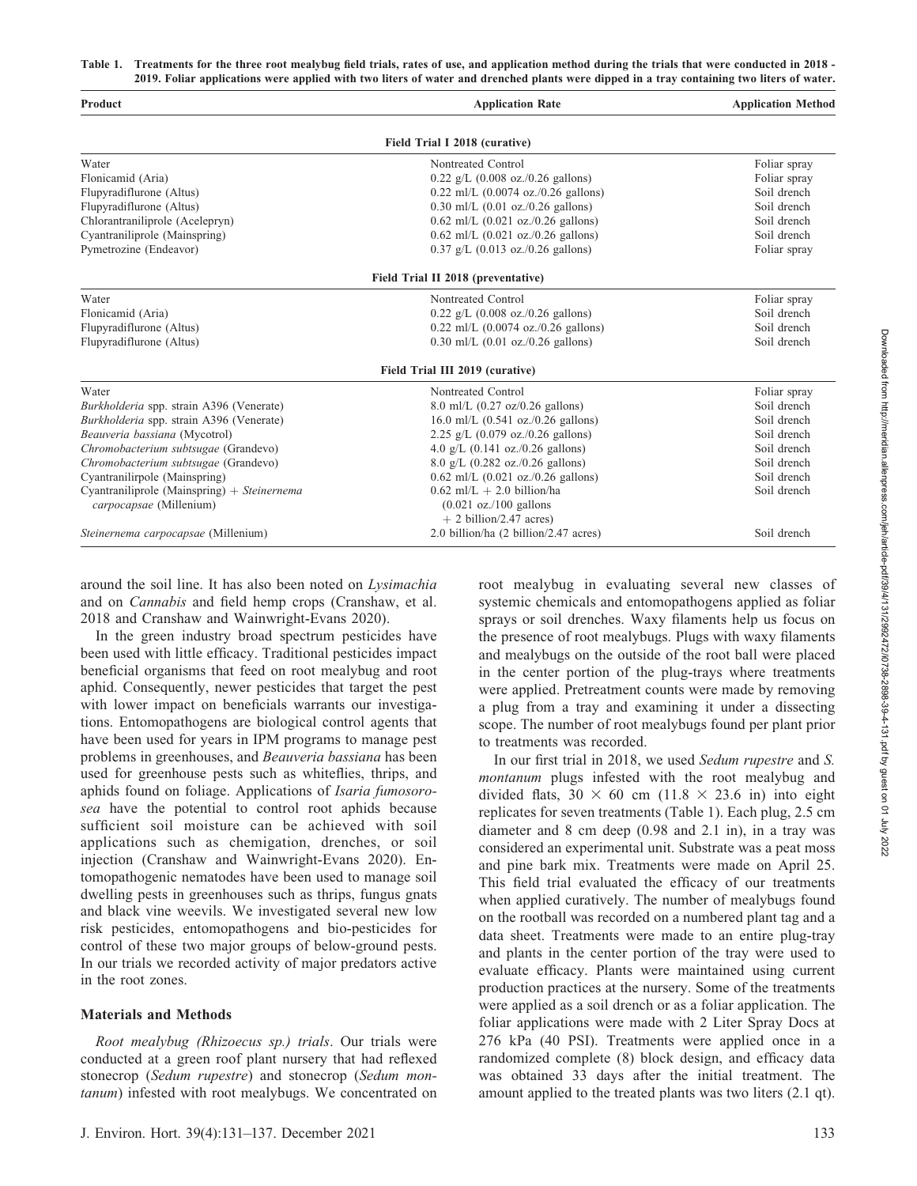**Table 1. Treatments for the three root mealybug field trials, rates of use, and application method during the trials that were conducted in 2018 - 2019. Foliar applications were applied with two liters of water and drenched plants were dipped in a tray containing two liters of water.**

| Product | Application Rate | Application Method |
|---|---|---|
| | **Field Trial I 2018 (curative)** | |
| Water | Nontreated Control | Foliar spray |
| Flonicamid (Aria) | 0.22 g/L (0.008 oz./0.26 gallons) | Foliar spray |
| Flupyradiflurone (Altus) | 0.22 ml/L (0.0074 oz./0.26 gallons) | Soil drench |
| Flupyradiflurone (Altus) | 0.30 ml/L (0.01 oz./0.26 gallons) | Soil drench |
| Chlorantraniliprole (Acelepryn) | 0.62 ml/L (0.021 oz./0.26 gallons) | Soil drench |
| Cyantraniliprole (Mainspring) | 0.62 ml/L (0.021 oz./0.26 gallons) | Soil drench |
| Pymetrozine (Endeavor) | 0.37 g/L (0.013 oz./0.26 gallons) | Foliar spray |
| | **Field Trial II 2018 (preventative)** | |
| Water | Nontreated Control | Foliar spray |
| Flonicamid (Aria) | 0.22 g/L (0.008 oz./0.26 gallons) | Soil drench |
| Flupyradiflurone (Altus) | 0.22 ml/L (0.0074 oz./0.26 gallons) | Soil drench |
| Flupyradiflurone (Altus) | 0.30 ml/L (0.01 oz./0.26 gallons) | Soil drench |
| | **Field Trial III 2019 (curative)** | |
| Water | Nontreated Control | Foliar spray |
| *Burkholderia* spp. strain A396 (Venerate) | 8.0 ml/L (0.27 oz/0.26 gallons) | Soil drench |
| *Burkholderia* spp. strain A396 (Venerate) | 16.0 ml/L (0.541 oz./0.26 gallons) | Soil drench |
| *Beauveria bassiana* (Mycotrol) | 2.25 g/L (0.079 oz./0.26 gallons) | Soil drench |
| *Chromobacterium subtsugae* (Grandevo) | 4.0 g/L (0.141 oz./0.26 gallons) | Soil drench |
| *Chromobacterium subtsugae* (Grandevo) | 8.0 g/L (0.282 oz./0.26 gallons) | Soil drench |
| Cyantranilirpole (Mainspring) | 0.62 ml/L (0.021 oz./0.26 gallons) | Soil drench |
| Cyantraniliprole (Mainspring) + *Steinernema carpocapsae* (Millenium) | 0.62 ml/L + 2.0 billion/ha (0.021 oz./100 gallons + 2 billion/2.47 acres) | Soil drench |
| *Steinernema carpocapsae* (Millenium) | 2.0 billion/ha (2 billion/2.47 acres) | Soil drench |

around the soil line. It has also been noted on *Lysimachia* and on *Cannabis* and field hemp crops (Cranshaw, et al. 2018 and Cranshaw and Wainwright-Evans 2020).

In the green industry broad spectrum pesticides have been used with little efficacy. Traditional pesticides impact beneficial organisms that feed on root mealybug and root aphid. Consequently, newer pesticides that target the pest with lower impact on beneficials warrants our investigations. Entomopathogens are biological control agents that have been used for years in IPM programs to manage pest problems in greenhouses, and *Beauveria bassiana* has been used for greenhouse pests such as whiteflies, thrips, and aphids found on foliage. Applications of *Isaria fumosorosea* have the potential to control root aphids because sufficient soil moisture can be achieved with soil applications such as chemigation, drenches, or soil injection (Cranshaw and Wainwright-Evans 2020). Entomopathogenic nematodes have been used to manage soil dwelling pests in greenhouses such as thrips, fungus gnats and black vine weevils. We investigated several new low risk pesticides, entomopathogens and bio-pesticides for control of these two major groups of below-ground pests. In our trials we recorded activity of major predators active in the root zones.

## Materials and Methods

*Root mealybug (Rhizoecus sp.) trials*. Our trials were conducted at a green roof plant nursery that had reflexed stonecrop (*Sedum rupestre*) and stonecrop (*Sedum montanum*) infested with root mealybugs. We concentrated on root mealybug in evaluating several new classes of systemic chemicals and entomopathogens applied as foliar sprays or soil drenches. Waxy filaments help us focus on the presence of root mealybugs. Plugs with waxy filaments and mealybugs on the outside of the root ball were placed in the center portion of the plug-trays where treatments were applied. Pretreatment counts were made by removing a plug from a tray and examining it under a dissecting scope. The number of root mealybugs found per plant prior to treatments was recorded.

In our first trial in 2018, we used *Sedum rupestre* and *S. montanum* plugs infested with the root mealybug and divided flats, 30 × 60 cm (11.8 × 23.6 in) into eight replicates for seven treatments (Table 1). Each plug, 2.5 cm diameter and 8 cm deep (0.98 and 2.1 in), in a tray was considered an experimental unit. Substrate was a peat moss and pine bark mix. Treatments were made on April 25. This field trial evaluated the efficacy of our treatments when applied curatively. The number of mealybugs found on the rootball was recorded on a numbered plant tag and a data sheet. Treatments were made to an entire plug-tray and plants in the center portion of the tray were used to evaluate efficacy. Plants were maintained using current production practices at the nursery. Some of the treatments were applied as a soil drench or as a foliar application. The foliar applications were made with 2 Liter Spray Docs at 276 kPa (40 PSI). Treatments were applied once in a randomized complete (8) block design, and efficacy data was obtained 33 days after the initial treatment. The amount applied to the treated plants was two liters (2.1 qt).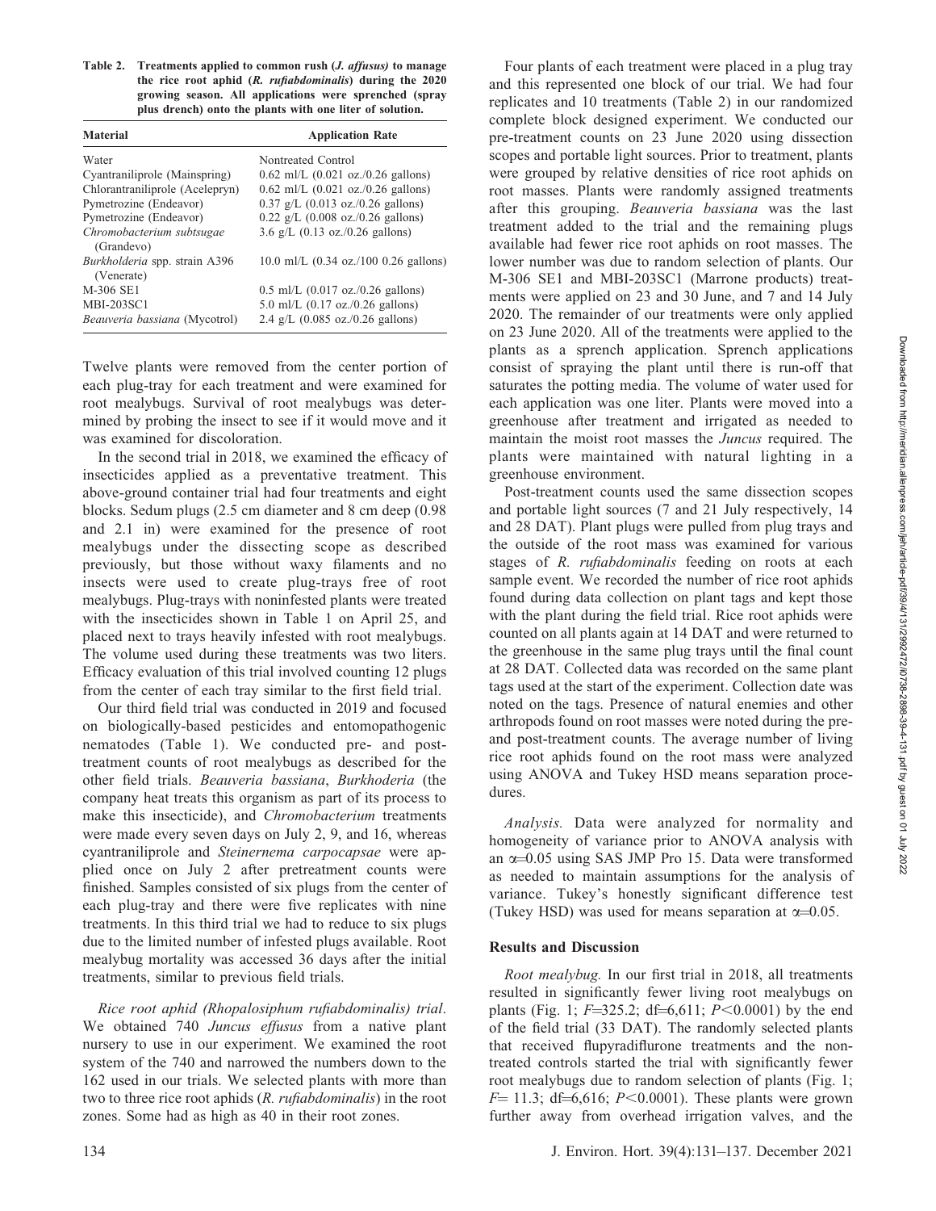**Table 2. Treatments applied to common rush (*J. affusus*) to manage the rice root aphid (*R. rufiabdominalis*) during the 2020 growing season. All applications were sprenched (spray plus drench) onto the plants with one liter of solution.**

| Material | Application Rate |
|---|---|
| Water | Nontreated Control |
| Cyantraniliprole (Mainspring) | 0.62 ml/L (0.021 oz./0.26 gallons) |
| Chlorantraniliprole (Acelepryn) | 0.62 ml/L (0.021 oz./0.26 gallons) |
| Pymetrozine (Endeavor) | 0.37 g/L (0.013 oz./0.26 gallons) |
| Pymetrozine (Endeavor) | 0.22 g/L (0.008 oz./0.26 gallons) |
| *Chromobacterium subtsugae* (Grandevo) | 3.6 g/L (0.13 oz./0.26 gallons) |
| *Burkholderia* spp. strain A396 (Venerate) | 10.0 ml/L (0.34 oz./100 0.26 gallons) |
| M-306 SE1 | 0.5 ml/L (0.017 oz./0.26 gallons) |
| MBI-203SC1 | 5.0 ml/L (0.17 oz./0.26 gallons) |
| *Beauveria bassiana* (Mycotrol) | 2.4 g/L (0.085 oz./0.26 gallons) |

Twelve plants were removed from the center portion of each plug-tray for each treatment and were examined for root mealybugs. Survival of root mealybugs was determined by probing the insect to see if it would move and it was examined for discoloration.

In the second trial in 2018, we examined the efficacy of insecticides applied as a preventative treatment. This above-ground container trial had four treatments and eight blocks. Sedum plugs (2.5 cm diameter and 8 cm deep (0.98 and 2.1 in) were examined for the presence of root mealybugs under the dissecting scope as described previously, but those without waxy filaments and no insects were used to create plug-trays free of root mealybugs. Plug-trays with noninfested plants were treated with the insecticides shown in Table 1 on April 25, and placed next to trays heavily infested with root mealybugs. The volume used during these treatments was two liters. Efficacy evaluation of this trial involved counting 12 plugs from the center of each tray similar to the first field trial.

Our third field trial was conducted in 2019 and focused on biologically-based pesticides and entomopathogenic nematodes (Table 1). We conducted pre- and post-treatment counts of root mealybugs as described for the other field trials. *Beauveria bassiana*, *Burkhoderia* (the company heat treats this organism as part of its process to make this insecticide), and *Chromobacterium* treatments were made every seven days on July 2, 9, and 16, whereas cyantraniliprole and *Steinernema carpocapsae* were applied once on July 2 after pretreatment counts were finished. Samples consisted of six plugs from the center of each plug-tray and there were five replicates with nine treatments. In this third trial we had to reduce to six plugs due to the limited number of infested plugs available. Root mealybug mortality was accessed 36 days after the initial treatments, similar to previous field trials.

*Rice root aphid (Rhopalosiphum rufiabdominalis) trial*. We obtained 740 *Juncus effusus* from a native plant nursery to use in our experiment. We examined the root system of the 740 and narrowed the numbers down to the 162 used in our trials. We selected plants with more than two to three rice root aphids (*R. rufiabdominalis*) in the root zones. Some had as high as 40 in their root zones.

Four plants of each treatment were placed in a plug tray and this represented one block of our trial. We had four replicates and 10 treatments (Table 2) in our randomized complete block designed experiment. We conducted our pre-treatment counts on 23 June 2020 using dissection scopes and portable light sources. Prior to treatment, plants were grouped by relative densities of rice root aphids on root masses. Plants were randomly assigned treatments after this grouping. *Beauveria bassiana* was the last treatment added to the trial and the remaining plugs available had fewer rice root aphids on root masses. The lower number was due to random selection of plants. Our M-306 SE1 and MBI-203SC1 (Marrone products) treatments were applied on 23 and 30 June, and 7 and 14 July 2020. The remainder of our treatments were only applied on 23 June 2020. All of the treatments were applied to the plants as a sprench application. Sprench applications consist of spraying the plant until there is run-off that saturates the potting media. The volume of water used for each application was one liter. Plants were moved into a greenhouse after treatment and irrigated as needed to maintain the moist root masses the *Juncus* required. The plants were maintained with natural lighting in a greenhouse environment.

Post-treatment counts used the same dissection scopes and portable light sources (7 and 21 July respectively, 14 and 28 DAT). Plant plugs were pulled from plug trays and the outside of the root mass was examined for various stages of *R. rufiabdominalis* feeding on roots at each sample event. We recorded the number of rice root aphids found during data collection on plant tags and kept those with the plant during the field trial. Rice root aphids were counted on all plants again at 14 DAT and were returned to the greenhouse in the same plug trays until the final count at 28 DAT. Collected data was recorded on the same plant tags used at the start of the experiment. Collection date was noted on the tags. Presence of natural enemies and other arthropods found on root masses were noted during the pre- and post-treatment counts. The average number of living rice root aphids found on the root mass were analyzed using ANOVA and Tukey HSD means separation procedures.

*Analysis.* Data were analyzed for normality and homogeneity of variance prior to ANOVA analysis with an $\alpha$=0.05 using SAS JMP Pro 15. Data were transformed as needed to maintain assumptions for the analysis of variance. Tukey's honestly significant difference test (Tukey HSD) was used for means separation at $\alpha$=0.05.

## Results and Discussion

*Root mealybug.* In our first trial in 2018, all treatments resulted in significantly fewer living root mealybugs on plants (Fig. 1; $F$=325.2; df=6,611; $P$<0.0001) by the end of the field trial (33 DAT). The randomly selected plants that received flupyradiflurone treatments and the nontreated controls started the trial with significantly fewer root mealybugs due to random selection of plants (Fig. 1; $F$= 11.3; df=6,616; $P$<0.0001). These plants were grown further away from overhead irrigation valves, and the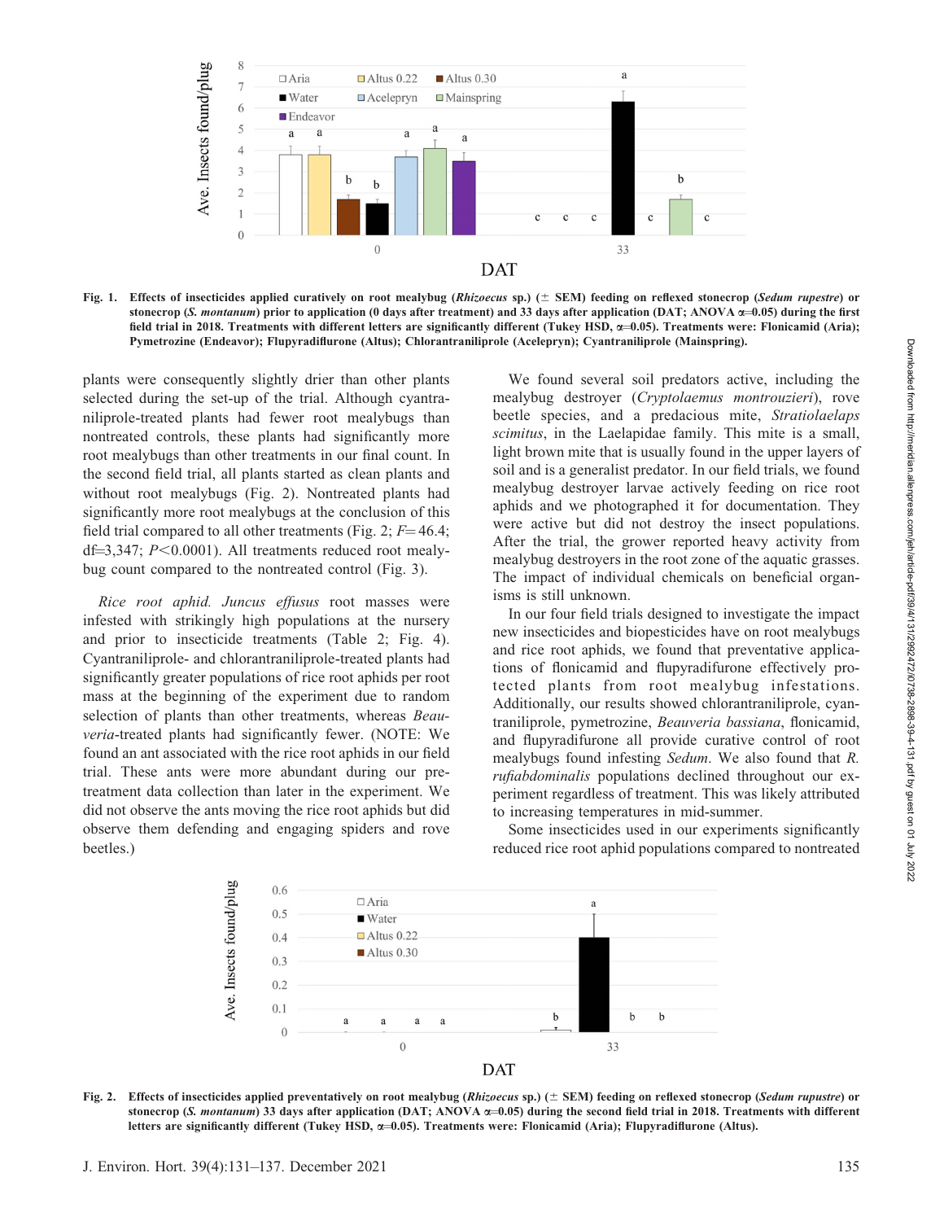Fig. 1. Effects of insecticides applied curatively on root mealybug (*Rhizoecus* sp.) (± SEM) feeding on reflexed stonecrop (*Sedum rupestre*) or stonecrop (*S. montanum*) prior to application (0 days after treatment) and 33 days after application (DAT; ANOVA α=0.05) during the first field trial in 2018. Treatments with different letters are significantly different (Tukey HSD, α=0.05). Treatments were: Flonicamid (Aria); Pymetrozine (Endeavor); Flupyradiflurone (Altus); Chlorantraniliprole (Acelepryn); Cyantraniliprole (Mainspring).

plants were consequently slightly drier than other plants selected during the set-up of the trial. Although cyantraniliprole-treated plants had fewer root mealybugs than nontreated controls, these plants had significantly more root mealybugs than other treatments in our final count. In the second field trial, all plants started as clean plants and without root mealybugs (Fig. 2). Nontreated plants had significantly more root mealybugs at the conclusion of this field trial compared to all other treatments (Fig. 2; $F=46.4$; df=3,347; $P<0.0001$). All treatments reduced root mealybug count compared to the nontreated control (Fig. 3).

*Rice root aphid.* *Juncus effusus* root masses were infested with strikingly high populations at the nursery and prior to insecticide treatments (Table 2; Fig. 4). Cyantraniliprole- and chlorantraniliprole-treated plants had significantly greater populations of rice root aphids per root mass at the beginning of the experiment due to random selection of plants than other treatments, whereas *Beauveria*-treated plants had significantly fewer. (NOTE: We found an ant associated with the rice root aphids in our field trial. These ants were more abundant during our pretreatment data collection than later in the experiment. We did not observe the ants moving the rice root aphids but did observe them defending and engaging spiders and rove beetles.)

We found several soil predators active, including the mealybug destroyer (*Cryptolaemus montrouzieri*), rove beetle species, and a predacious mite, *Stratiolaelaps scimitus*, in the Laelapidae family. This mite is a small, light brown mite that is usually found in the upper layers of soil and is a generalist predator. In our field trials, we found mealybug destroyer larvae actively feeding on rice root aphids and we photographed it for documentation. They were active but did not destroy the insect populations. After the trial, the grower reported heavy activity from mealybug destroyers in the root zone of the aquatic grasses. The impact of individual chemicals on beneficial organisms is still unknown.

In our four field trials designed to investigate the impact new insecticides and biopesticides have on root mealybugs and rice root aphids, we found that preventative applications of flonicamid and flupyradifurone effectively protected plants from root mealybug infestations. Additionally, our results showed chlorantraniliprole, cyantraniliprole, pymetrozine, *Beauveria bassiana*, flonicamid, and flupyradifurone all provide curative control of root mealybugs found infesting *Sedum*. We also found that *R. rufiabdominalis* populations declined throughout our experiment regardless of treatment. This was likely attributed to increasing temperatures in mid-summer.

Some insecticides used in our experiments significantly reduced rice root aphid populations compared to nontreated

Fig. 2. Effects of insecticides applied preventatively on root mealybug (*Rhizoecus* sp.) (± SEM) feeding on reflexed stonecrop (*Sedum rupustre*) or stonecrop (*S. montanum*) 33 days after application (DAT; ANOVA α=0.05) during the second field trial in 2018. Treatments with different letters are significantly different (Tukey HSD, α=0.05). Treatments were: Flonicamid (Aria); Flupyradiflurone (Altus).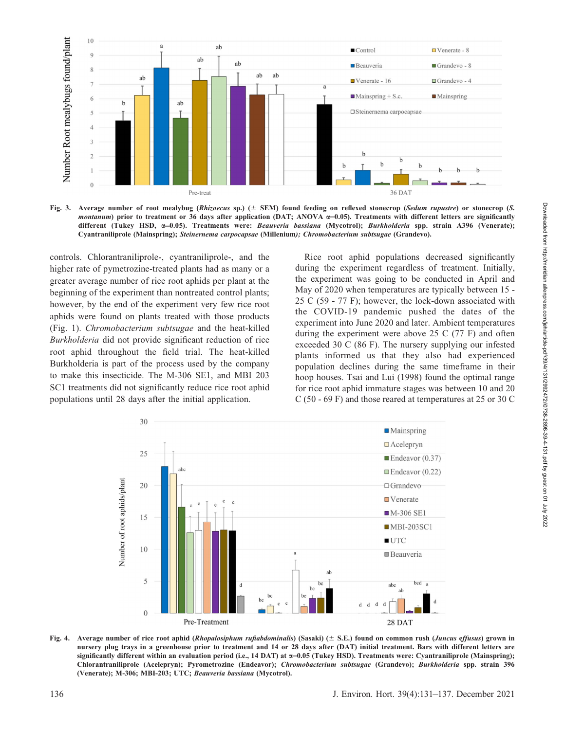**Fig. 3. Average number of root mealybug (*Rhizoecus* sp.) (± SEM) found feeding on reflexed stonecrop (*Sedum rupustre*) or stonecrop (*S. montanum*) prior to treatment or 36 days after application (DAT; ANOVA α=0.05). Treatments with different letters are significantly different (Tukey HSD, α=0.05). Treatments were: *Beauveria bassiana* (Mycotrol); *Burkholderia* spp. strain A396 (Venerate); Cyantraniliprole (Mainspring); *Steinernema carpocapsae* (Millenium)*; Chromobacterium subtsugae* (Grandevo).**

controls. Chlorantraniliprole-, cyantraniliprole-, and the higher rate of pymetrozine-treated plants had as many or a greater average number of rice root aphids per plant at the beginning of the experiment than nontreated control plants; however, by the end of the experiment very few rice root aphids were found on plants treated with those products (Fig. 1). *Chromobacterium subtsugae* and the heat-killed *Burkholderia* did not provide significant reduction of rice root aphid throughout the field trial. The heat-killed Burkholderia is part of the process used by the company to make this insecticide. The M-306 SE1, and MBI 203 SC1 treatments did not significantly reduce rice root aphid populations until 28 days after the initial application.

Rice root aphid populations decreased significantly during the experiment regardless of treatment. Initially, the experiment was going to be conducted in April and May of 2020 when temperatures are typically between 15 - 25 C (59 - 77 F); however, the lock-down associated with the COVID-19 pandemic pushed the dates of the experiment into June 2020 and later. Ambient temperatures during the experiment were above 25 C (77 F) and often exceeded 30 C (86 F). The nursery supplying our infested plants informed us that they also had experienced population declines during the same timeframe in their hoop houses. Tsai and Lui (1998) found the optimal range for rice root aphid immature stages was between 10 and 20 C (50 - 69 F) and those reared at temperatures at 25 or 30 C

**Fig. 4. Average number of rice root aphid (*Rhopalosiphum rufiabdominalis*) (Sasaki) (± S.E.) found on common rush (*Juncus effusus*) grown in nursery plug trays in a greenhouse prior to treatment and 14 or 28 days after (DAT) initial treatment. Bars with different letters are significantly different within an evaluation period (i.e., 14 DAT) at α=0.05 (Tukey HSD). Treatments were: Cyantraniliprole (Mainspring); Chlorantraniliprole (Acelepryn); Pyrometrozine (Endeavor); *Chromobacterium subtsugae* (Grandevo); *Burkholderia* spp. strain 396 (Venerate); M-306; MBI-203; UTC; *Beauveria bassiana* (Mycotrol).**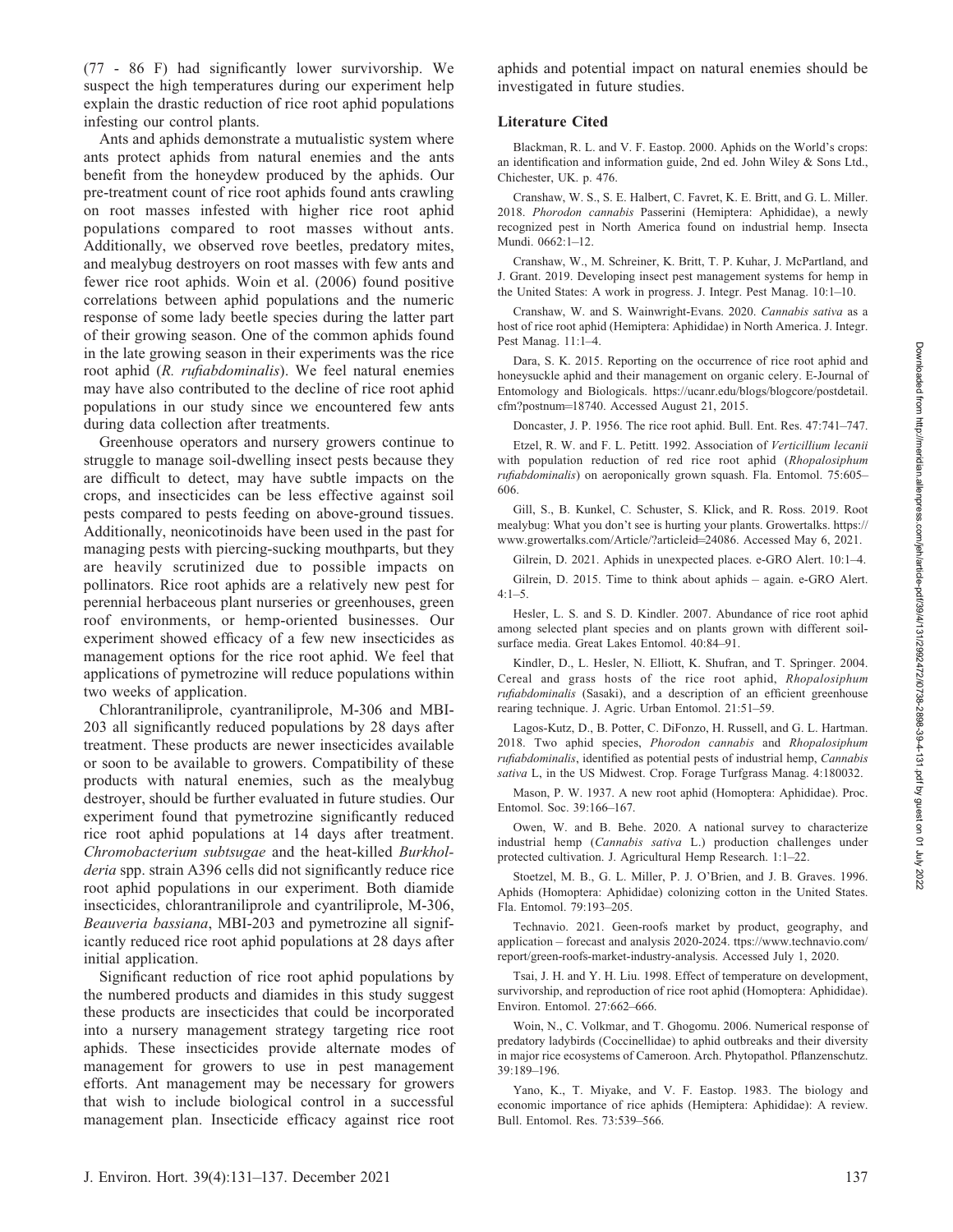(77 - 86 F) had significantly lower survivorship. We suspect the high temperatures during our experiment help explain the drastic reduction of rice root aphid populations infesting our control plants.

Ants and aphids demonstrate a mutualistic system where ants protect aphids from natural enemies and the ants benefit from the honeydew produced by the aphids. Our pre-treatment count of rice root aphids found ants crawling on root masses infested with higher rice root aphid populations compared to root masses without ants. Additionally, we observed rove beetles, predatory mites, and mealybug destroyers on root masses with few ants and fewer rice root aphids. Woin et al. (2006) found positive correlations between aphid populations and the numeric response of some lady beetle species during the latter part of their growing season. One of the common aphids found in the late growing season in their experiments was the rice root aphid (*R. rufiabdominalis*). We feel natural enemies may have also contributed to the decline of rice root aphid populations in our study since we encountered few ants during data collection after treatments.

Greenhouse operators and nursery growers continue to struggle to manage soil-dwelling insect pests because they are difficult to detect, may have subtle impacts on the crops, and insecticides can be less effective against soil pests compared to pests feeding on above-ground tissues. Additionally, neonicotinoids have been used in the past for managing pests with piercing-sucking mouthparts, but they are heavily scrutinized due to possible impacts on pollinators. Rice root aphids are a relatively new pest for perennial herbaceous plant nurseries or greenhouses, green roof environments, or hemp-oriented businesses. Our experiment showed efficacy of a few new insecticides as management options for the rice root aphid. We feel that applications of pymetrozine will reduce populations within two weeks of application.

Chlorantraniliprole, cyantraniliprole, M-306 and MBI-203 all significantly reduced populations by 28 days after treatment. These products are newer insecticides available or soon to be available to growers. Compatibility of these products with natural enemies, such as the mealybug destroyer, should be further evaluated in future studies. Our experiment found that pymetrozine significantly reduced rice root aphid populations at 14 days after treatment. *Chromobacterium subtsugae* and the heat-killed *Burkholderia* spp. strain A396 cells did not significantly reduce rice root aphid populations in our experiment. Both diamide insecticides, chlorantraniliprole and cyantriliprole, M-306, *Beauveria bassiana*, MBI-203 and pymetrozine all significantly reduced rice root aphid populations at 28 days after initial application.

Significant reduction of rice root aphid populations by the numbered products and diamides in this study suggest these products are insecticides that could be incorporated into a nursery management strategy targeting rice root aphids. These insecticides provide alternate modes of management for growers to use in pest management efforts. Ant management may be necessary for growers that wish to include biological control in a successful management plan. Insecticide efficacy against rice root aphids and potential impact on natural enemies should be investigated in future studies.

## Literature Cited

Blackman, R. L. and V. F. Eastop. 2000. Aphids on the World's crops: an identification and information guide, 2nd ed. John Wiley & Sons Ltd., Chichester, UK. p. 476.

Cranshaw, W. S., S. E. Halbert, C. Favret, K. E. Britt, and G. L. Miller. 2018. *Phorodon cannabis* Passerini (Hemiptera: Aphididae), a newly recognized pest in North America found on industrial hemp. Insecta Mundi. 0662:1–12.

Cranshaw, W., M. Schreiner, K. Britt, T. P. Kuhar, J. McPartland, and J. Grant. 2019. Developing insect pest management systems for hemp in the United States: A work in progress. J. Integr. Pest Manag. 10:1–10.

Cranshaw, W. and S. Wainwright-Evans. 2020. *Cannabis sativa* as a host of rice root aphid (Hemiptera: Aphididae) in North America. J. Integr. Pest Manag. 11:1–4.

Dara, S. K. 2015. Reporting on the occurrence of rice root aphid and honeysuckle aphid and their management on organic celery. E-Journal of Entomology and Biologicals. https://ucanr.edu/blogs/blogcore/postdetail.cfm?postnum=18740. Accessed August 21, 2015.

Doncaster, J. P. 1956. The rice root aphid. Bull. Ent. Res. 47:741–747.

Etzel, R. W. and F. L. Petitt. 1992. Association of *Verticillium lecanii* with population reduction of red rice root aphid (*Rhopalosiphum rufiabdominalis*) on aeroponically grown squash. Fla. Entomol. 75:605–606.

Gill, S., B. Kunkel, C. Schuster, S. Klick, and R. Ross. 2019. Root mealybug: What you don't see is hurting your plants. Growertalks. https://www.growertalks.com/Article/?articleid=24086. Accessed May 6, 2021.

Gilrein, D. 2021. Aphids in unexpected places. e-GRO Alert. 10:1–4.

Gilrein, D. 2015. Time to think about aphids – again. e-GRO Alert. 4:1–5.

Hesler, L. S. and S. D. Kindler. 2007. Abundance of rice root aphid among selected plant species and on plants grown with different soil-surface media. Great Lakes Entomol. 40:84–91.

Kindler, D., L. Hesler, N. Elliott, K. Shufran, and T. Springer. 2004. Cereal and grass hosts of the rice root aphid, *Rhopalosiphum rufiabdominalis* (Sasaki), and a description of an efficient greenhouse rearing technique. J. Agric. Urban Entomol. 21:51–59.

Lagos-Kutz, D., B. Potter, C. DiFonzo, H. Russell, and G. L. Hartman. 2018. Two aphid species, *Phorodon cannabis* and *Rhopalosiphum rufiabdominalis*, identified as potential pests of industrial hemp, *Cannabis sativa* L, in the US Midwest. Crop. Forage Turfgrass Manag. 4:180032.

Mason, P. W. 1937. A new root aphid (Homoptera: Aphididae). Proc. Entomol. Soc. 39:166–167.

Owen, W. and B. Behe. 2020. A national survey to characterize industrial hemp (*Cannabis sativa* L.) production challenges under protected cultivation. J. Agricultural Hemp Research. 1:1–22.

Stoetzel, M. B., G. L. Miller, P. J. O'Brien, and J. B. Graves. 1996. Aphids (Homoptera: Aphididae) colonizing cotton in the United States. Fla. Entomol. 79:193–205.

Technavio. 2021. Geen-roofs market by product, geography, and application – forecast and analysis 2020-2024. ttps://www.technavio.com/report/green-roofs-market-industry-analysis. Accessed July 1, 2020.

Tsai, J. H. and Y. H. Liu. 1998. Effect of temperature on development, survivorship, and reproduction of rice root aphid (Homoptera: Aphididae). Environ. Entomol. 27:662–666.

Woin, N., C. Volkmar, and T. Ghogomu. 2006. Numerical response of predatory ladybirds (Coccinellidae) to aphid outbreaks and their diversity in major rice ecosystems of Cameroon. Arch. Phytopathol. Pflanzenschutz. 39:189–196.

Yano, K., T. Miyake, and V. F. Eastop. 1983. The biology and economic importance of rice aphids (Hemiptera: Aphididae): A review. Bull. Entomol. Res. 73:539–566.